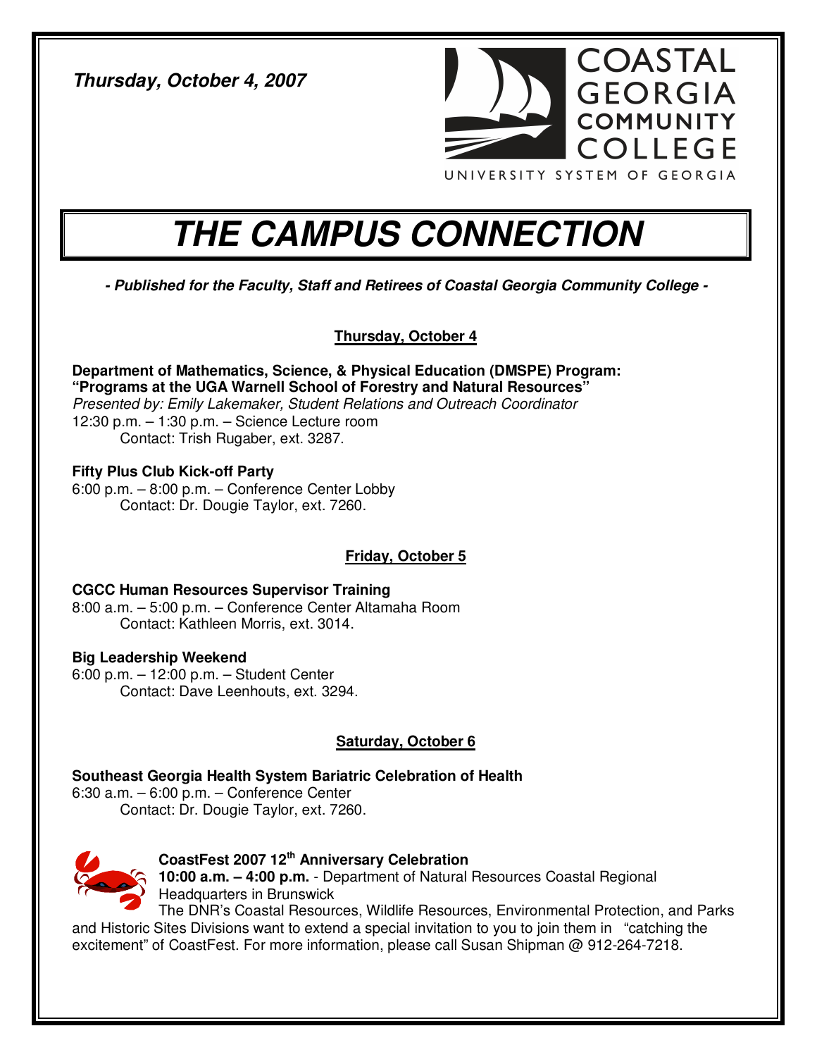*Thursday, October 4, 2007*

COASTAL GEORGIA COMMUNITY COLLEGE
UNIVERSITY SYSTEM OF GEORGIA

# THE CAMPUS CONNECTION

***- Published for the Faculty, Staff and Retirees of Coastal Georgia Community College -***

## Thursday, October 4

**Department of Mathematics, Science, & Physical Education (DMSPE) Program:**
**"Programs at the UGA Warnell School of Forestry and Natural Resources"**
*Presented by: Emily Lakemaker, Student Relations and Outreach Coordinator*
12:30 p.m. – 1:30 p.m. – Science Lecture room
Contact: Trish Rugaber, ext. 3287.

**Fifty Plus Club Kick-off Party**
6:00 p.m. – 8:00 p.m. – Conference Center Lobby
Contact: Dr. Dougie Taylor, ext. 7260.

## Friday, October 5

**CGCC Human Resources Supervisor Training**
8:00 a.m. – 5:00 p.m. – Conference Center Altamaha Room
Contact: Kathleen Morris, ext. 3014.

**Big Leadership Weekend**
6:00 p.m. – 12:00 p.m. – Student Center
Contact: Dave Leenhouts, ext. 3294.

## Saturday, October 6

**Southeast Georgia Health System Bariatric Celebration of Health**
6:30 a.m. – 6:00 p.m. – Conference Center
Contact: Dr. Dougie Taylor, ext. 7260.

**CoastFest 2007 12th Anniversary Celebration**
**10:00 a.m. – 4:00 p.m.** - Department of Natural Resources Coastal Regional Headquarters in Brunswick
The DNR's Coastal Resources, Wildlife Resources, Environmental Protection, and Parks and Historic Sites Divisions want to extend a special invitation to you to join them in "catching the excitement" of CoastFest. For more information, please call Susan Shipman @ 912-264-7218.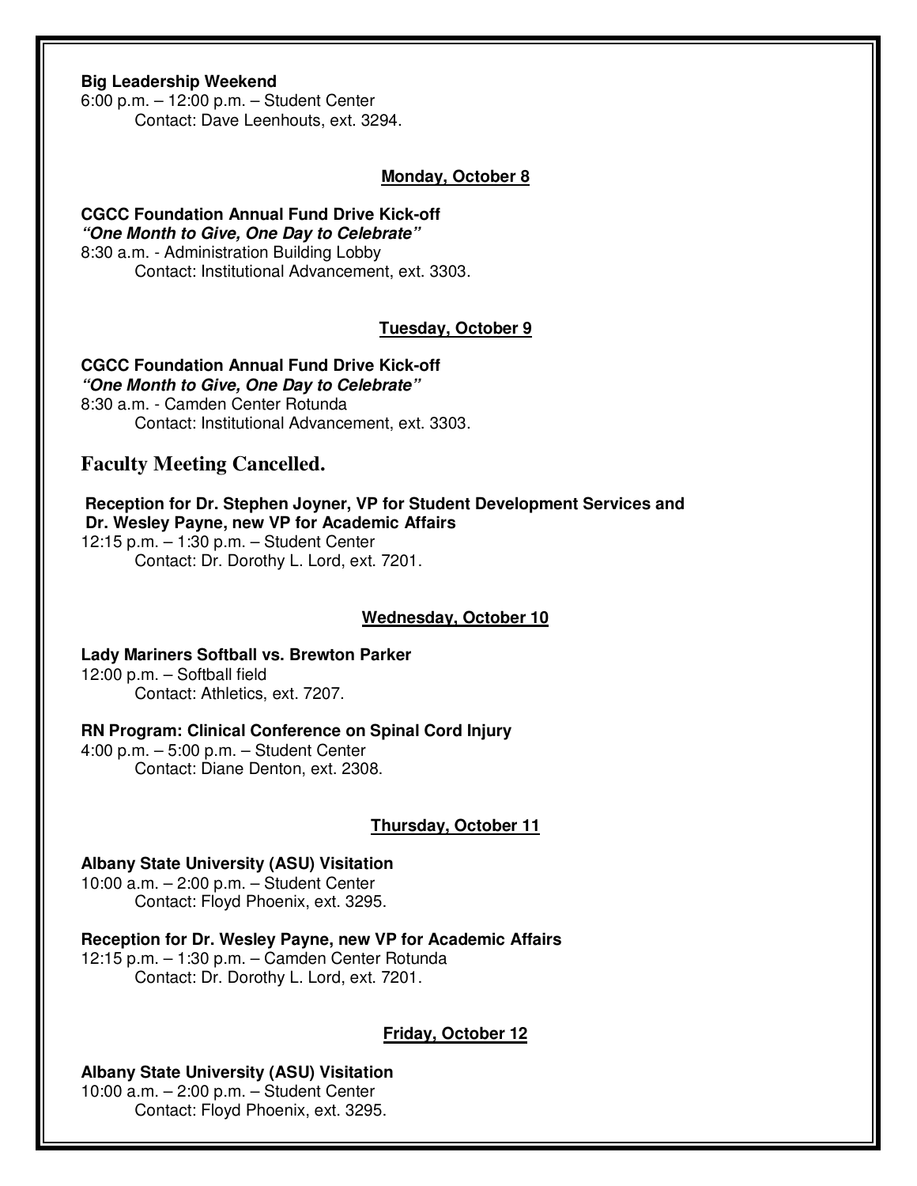**Big Leadership Weekend**
6:00 p.m. – 12:00 p.m. – Student Center
Contact: Dave Leenhouts, ext. 3294.

## Monday, October 8

**CGCC Foundation Annual Fund Drive Kick-off**
***"One Month to Give, One Day to Celebrate"***
8:30 a.m. - Administration Building Lobby
Contact: Institutional Advancement, ext. 3303.

## Tuesday, October 9

**CGCC Foundation Annual Fund Drive Kick-off**
***"One Month to Give, One Day to Celebrate"***
8:30 a.m. - Camden Center Rotunda
Contact: Institutional Advancement, ext. 3303.

### Faculty Meeting Cancelled.

**Reception for Dr. Stephen Joyner, VP for Student Development Services and Dr. Wesley Payne, new VP for Academic Affairs**
12:15 p.m. – 1:30 p.m. – Student Center
Contact: Dr. Dorothy L. Lord, ext. 7201.

## Wednesday, October 10

**Lady Mariners Softball vs. Brewton Parker**
12:00 p.m. – Softball field
Contact: Athletics, ext. 7207.

**RN Program: Clinical Conference on Spinal Cord Injury**
4:00 p.m. – 5:00 p.m. – Student Center
Contact: Diane Denton, ext. 2308.

## Thursday, October 11

**Albany State University (ASU) Visitation**
10:00 a.m. – 2:00 p.m. – Student Center
Contact: Floyd Phoenix, ext. 3295.

**Reception for Dr. Wesley Payne, new VP for Academic Affairs**
12:15 p.m. – 1:30 p.m. – Camden Center Rotunda
Contact: Dr. Dorothy L. Lord, ext. 7201.

## Friday, October 12

**Albany State University (ASU) Visitation**
10:00 a.m. – 2:00 p.m. – Student Center
Contact: Floyd Phoenix, ext. 3295.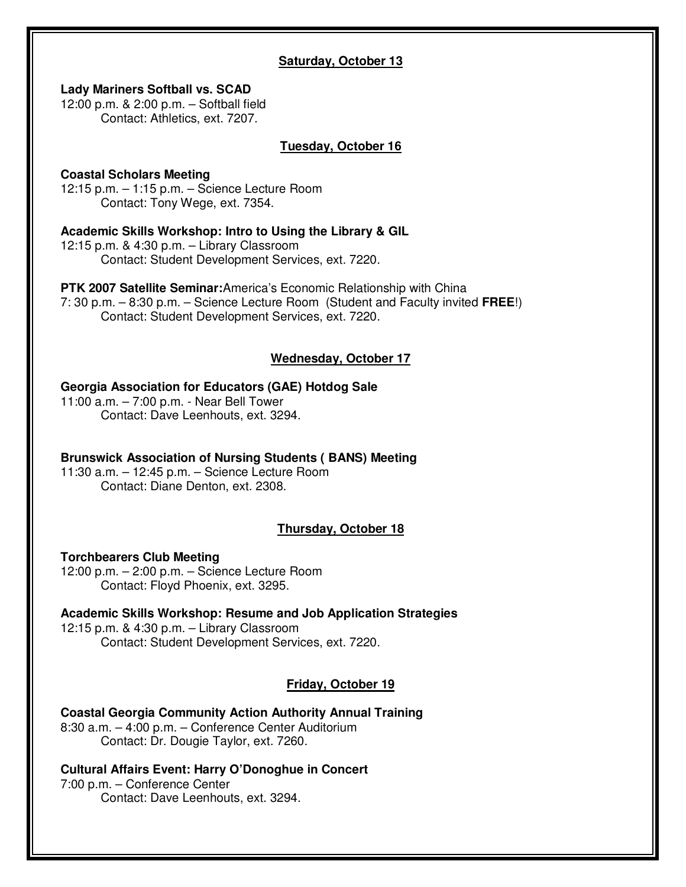## Saturday, October 13

**Lady Mariners Softball vs. SCAD**
12:00 p.m. & 2:00 p.m. – Softball field
Contact: Athletics, ext. 7207.

## Tuesday, October 16

**Coastal Scholars Meeting**
12:15 p.m. – 1:15 p.m. – Science Lecture Room
Contact: Tony Wege, ext. 7354.

**Academic Skills Workshop: Intro to Using the Library & GIL**
12:15 p.m. & 4:30 p.m. – Library Classroom
Contact: Student Development Services, ext. 7220.

**PTK 2007 Satellite Seminar:** America's Economic Relationship with China
7: 30 p.m. – 8:30 p.m. – Science Lecture Room (Student and Faculty invited **FREE**!)
Contact: Student Development Services, ext. 7220.

## Wednesday, October 17

**Georgia Association for Educators (GAE) Hotdog Sale**
11:00 a.m. – 7:00 p.m. - Near Bell Tower
Contact: Dave Leenhouts, ext. 3294.

**Brunswick Association of Nursing Students ( BANS) Meeting**
11:30 a.m. – 12:45 p.m. – Science Lecture Room
Contact: Diane Denton, ext. 2308.

## Thursday, October 18

**Torchbearers Club Meeting**
12:00 p.m. – 2:00 p.m. – Science Lecture Room
Contact: Floyd Phoenix, ext. 3295.

**Academic Skills Workshop: Resume and Job Application Strategies**
12:15 p.m. & 4:30 p.m. – Library Classroom
Contact: Student Development Services, ext. 7220.

## Friday, October 19

**Coastal Georgia Community Action Authority Annual Training**
8:30 a.m. – 4:00 p.m. – Conference Center Auditorium
Contact: Dr. Dougie Taylor, ext. 7260.

**Cultural Affairs Event: Harry O'Donoghue in Concert**
7:00 p.m. – Conference Center
Contact: Dave Leenhouts, ext. 3294.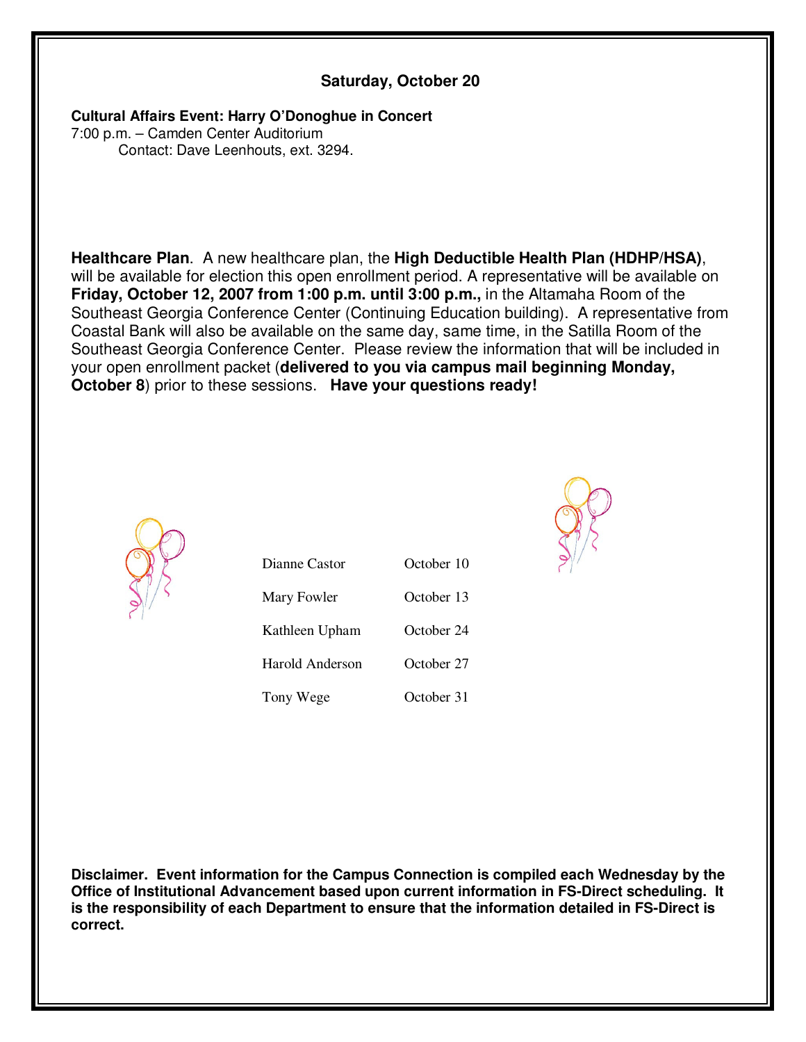**Saturday, October 20**

**Cultural Affairs Event: Harry O'Donoghue in Concert**
7:00 p.m. – Camden Center Auditorium
Contact: Dave Leenhouts, ext. 3294.

**Healthcare Plan**. A new healthcare plan, the **High Deductible Health Plan (HDHP/HSA)**, will be available for election this open enrollment period. A representative will be available on **Friday, October 12, 2007 from 1:00 p.m. until 3:00 p.m.,** in the Altamaha Room of the Southeast Georgia Conference Center (Continuing Education building). A representative from Coastal Bank will also be available on the same day, same time, in the Satilla Room of the Southeast Georgia Conference Center. Please review the information that will be included in your open enrollment packet (**delivered to you via campus mail beginning Monday, October 8**) prior to these sessions. **Have your questions ready!**

| | |
|---|---|
| Dianne Castor | October 10 |
| Mary Fowler | October 13 |
| Kathleen Upham | October 24 |
| Harold Anderson | October 27 |
| Tony Wege | October 31 |

**Disclaimer. Event information for the Campus Connection is compiled each Wednesday by the Office of Institutional Advancement based upon current information in FS-Direct scheduling. It is the responsibility of each Department to ensure that the information detailed in FS-Direct is correct.**